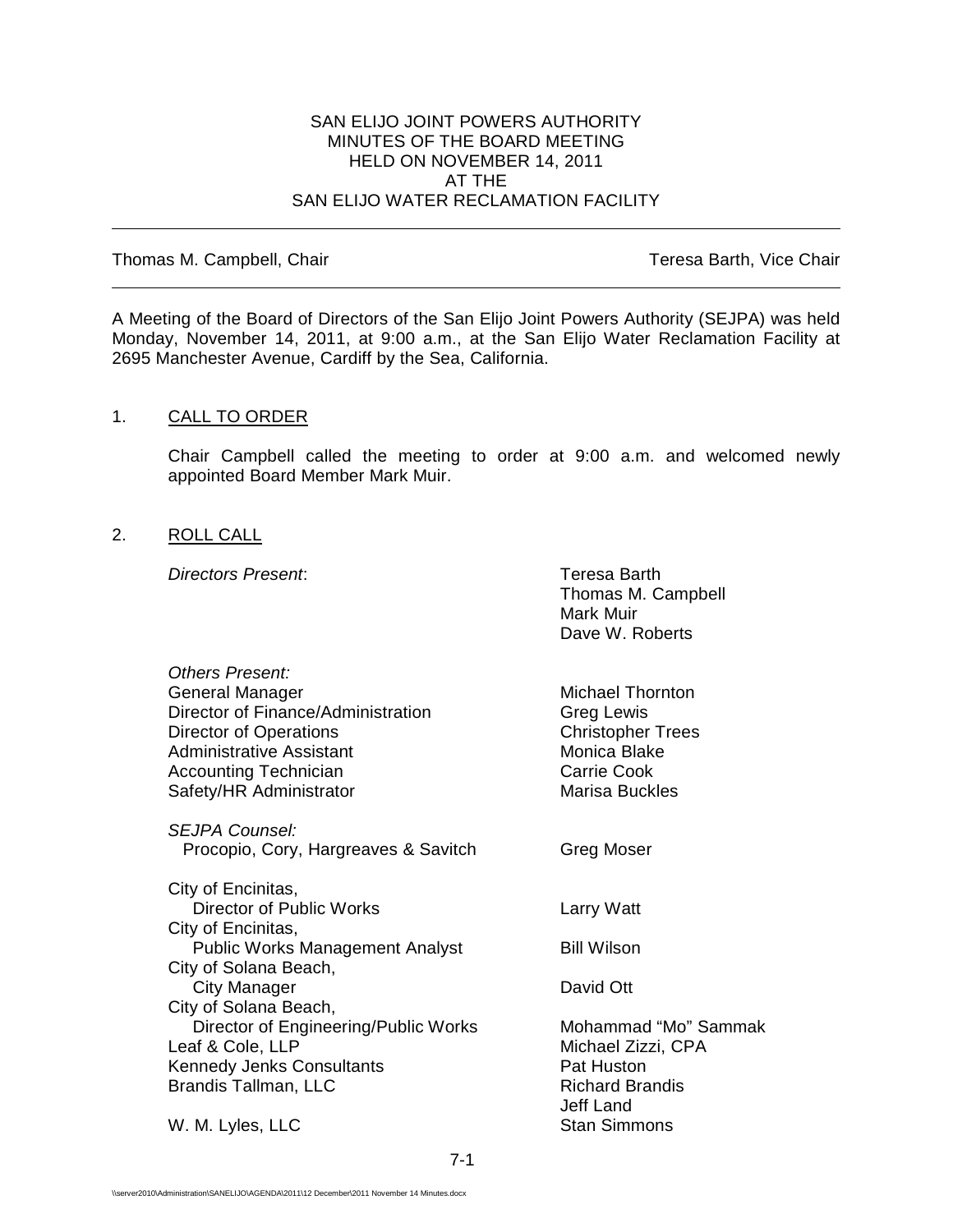# SAN ELIJO JOINT POWERS AUTHORITY
## MINUTES OF THE BOARD MEETING
## HELD ON NOVEMBER 14, 2011
## AT THE
## SAN ELIJO WATER RECLAMATION FACILITY

---

Thomas M. Campbell, Chair — Teresa Barth, Vice Chair

---

A Meeting of the Board of Directors of the San Elijo Joint Powers Authority (SEJPA) was held Monday, November 14, 2011, at 9:00 a.m., at the San Elijo Water Reclamation Facility at 2695 Manchester Avenue, Cardiff by the Sea, California.

1. CALL TO ORDER

   Chair Campbell called the meeting to order at 9:00 a.m. and welcomed newly appointed Board Member Mark Muir.

2. ROLL CALL

   *Directors Present*:
   Teresa Barth
   Thomas M. Campbell
   Mark Muir
   Dave W. Roberts

   | *Others Present:* | |
   |---|---|
   | General Manager | Michael Thornton |
   | Director of Finance/Administration | Greg Lewis |
   | Director of Operations | Christopher Trees |
   | Administrative Assistant | Monica Blake |
   | Accounting Technician | Carrie Cook |
   | Safety/HR Administrator | Marisa Buckles |
   | *SEJPA Counsel:* | |
   | Procopio, Cory, Hargreaves & Savitch | Greg Moser |
   | City of Encinitas, Director of Public Works | Larry Watt |
   | City of Encinitas, Public Works Management Analyst | Bill Wilson |
   | City of Solana Beach, City Manager | David Ott |
   | City of Solana Beach, Director of Engineering/Public Works | Mohammad "Mo" Sammak |
   | Leaf & Cole, LLP | Michael Zizzi, CPA |
   | Kennedy Jenks Consultants | Pat Huston |
   | Brandis Tallman, LLC | Richard Brandis |
   | | Jeff Land |
   | W. M. Lyles, LLC | Stan Simmons |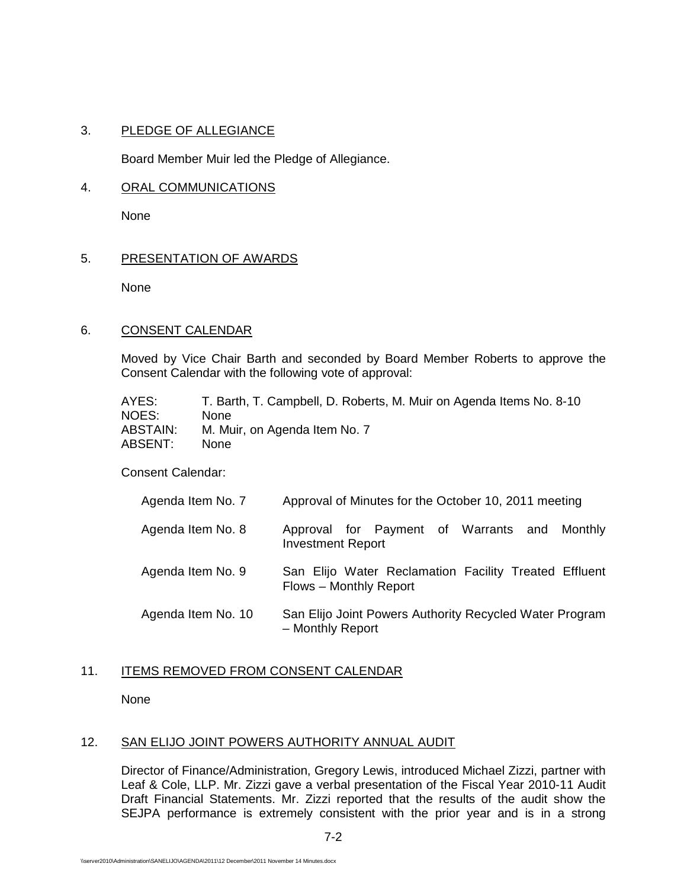3. PLEDGE OF ALLEGIANCE

Board Member Muir led the Pledge of Allegiance.

4. ORAL COMMUNICATIONS

None

5. PRESENTATION OF AWARDS

None

6. CONSENT CALENDAR

Moved by Vice Chair Barth and seconded by Board Member Roberts to approve the Consent Calendar with the following vote of approval:

| | |
|---|---|
| AYES: | T. Barth, T. Campbell, D. Roberts, M. Muir on Agenda Items No. 8-10 |
| NOES: | None |
| ABSTAIN: | M. Muir, on Agenda Item No. 7 |
| ABSENT: | None |

Consent Calendar:

| | |
|---|---|
| Agenda Item No. 7 | Approval of Minutes for the October 10, 2011 meeting |
| Agenda Item No. 8 | Approval for Payment of Warrants and Monthly Investment Report |
| Agenda Item No. 9 | San Elijo Water Reclamation Facility Treated Effluent Flows – Monthly Report |
| Agenda Item No. 10 | San Elijo Joint Powers Authority Recycled Water Program – Monthly Report |

11. ITEMS REMOVED FROM CONSENT CALENDAR

None

12. SAN ELIJO JOINT POWERS AUTHORITY ANNUAL AUDIT

Director of Finance/Administration, Gregory Lewis, introduced Michael Zizzi, partner with Leaf & Cole, LLP. Mr. Zizzi gave a verbal presentation of the Fiscal Year 2010-11 Audit Draft Financial Statements. Mr. Zizzi reported that the results of the audit show the SEJPA performance is extremely consistent with the prior year and is in a strong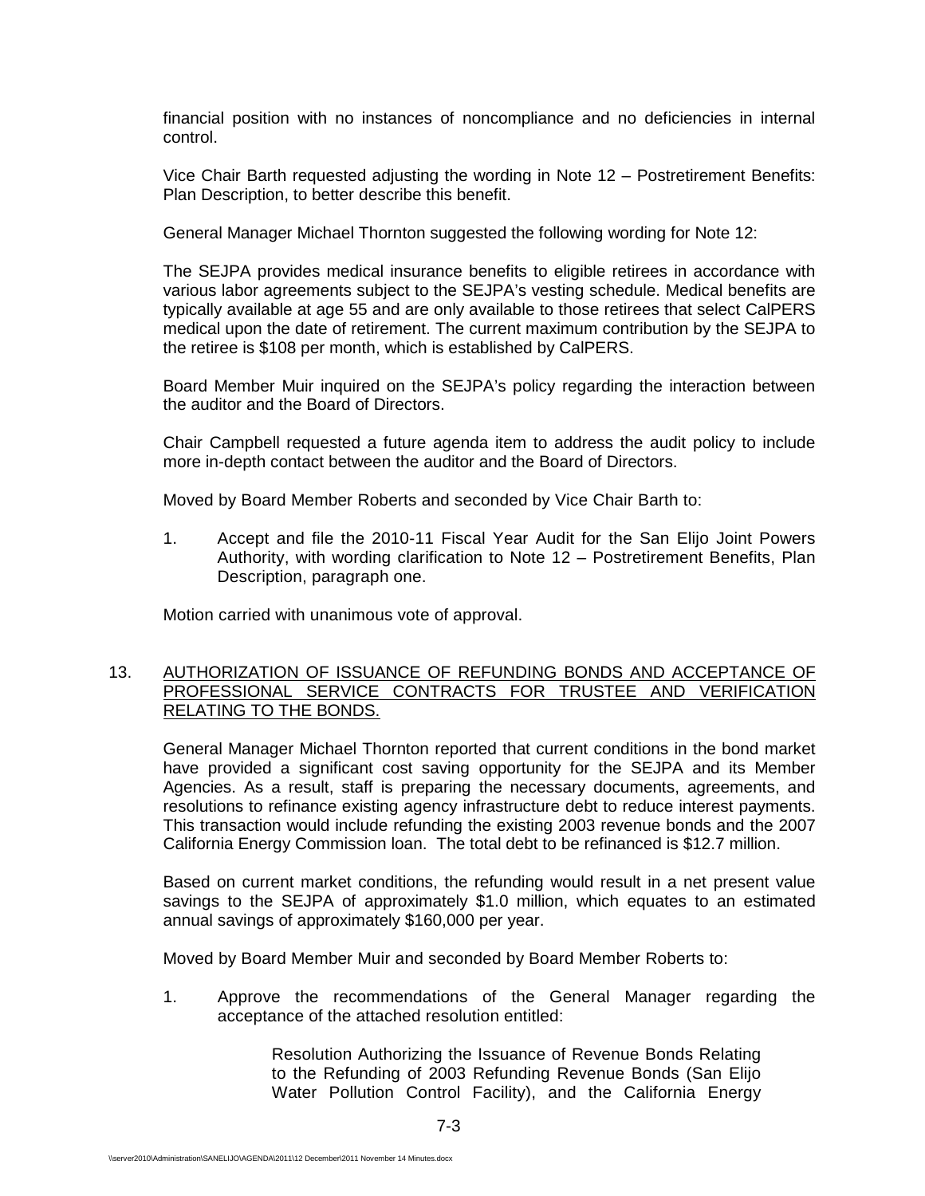financial position with no instances of noncompliance and no deficiencies in internal control.

Vice Chair Barth requested adjusting the wording in Note 12 – Postretirement Benefits: Plan Description, to better describe this benefit.

General Manager Michael Thornton suggested the following wording for Note 12:

The SEJPA provides medical insurance benefits to eligible retirees in accordance with various labor agreements subject to the SEJPA's vesting schedule. Medical benefits are typically available at age 55 and are only available to those retirees that select CalPERS medical upon the date of retirement. The current maximum contribution by the SEJPA to the retiree is $108 per month, which is established by CalPERS.

Board Member Muir inquired on the SEJPA's policy regarding the interaction between the auditor and the Board of Directors.

Chair Campbell requested a future agenda item to address the audit policy to include more in-depth contact between the auditor and the Board of Directors.

Moved by Board Member Roberts and seconded by Vice Chair Barth to:

1. Accept and file the 2010-11 Fiscal Year Audit for the San Elijo Joint Powers Authority, with wording clarification to Note 12 – Postretirement Benefits, Plan Description, paragraph one.

Motion carried with unanimous vote of approval.

13. <u>AUTHORIZATION OF ISSUANCE OF REFUNDING BONDS AND ACCEPTANCE OF PROFESSIONAL SERVICE CONTRACTS FOR TRUSTEE AND VERIFICATION RELATING TO THE BONDS.</u>

General Manager Michael Thornton reported that current conditions in the bond market have provided a significant cost saving opportunity for the SEJPA and its Member Agencies. As a result, staff is preparing the necessary documents, agreements, and resolutions to refinance existing agency infrastructure debt to reduce interest payments. This transaction would include refunding the existing 2003 revenue bonds and the 2007 California Energy Commission loan. The total debt to be refinanced is $12.7 million.

Based on current market conditions, the refunding would result in a net present value savings to the SEJPA of approximately $1.0 million, which equates to an estimated annual savings of approximately $160,000 per year.

Moved by Board Member Muir and seconded by Board Member Roberts to:

1. Approve the recommendations of the General Manager regarding the acceptance of the attached resolution entitled:

   Resolution Authorizing the Issuance of Revenue Bonds Relating to the Refunding of 2003 Refunding Revenue Bonds (San Elijo Water Pollution Control Facility), and the California Energy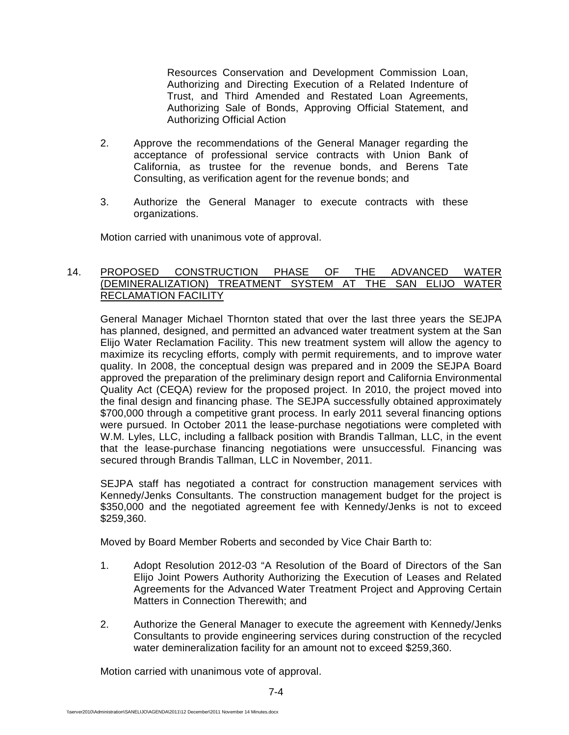Resources Conservation and Development Commission Loan, Authorizing and Directing Execution of a Related Indenture of Trust, and Third Amended and Restated Loan Agreements, Authorizing Sale of Bonds, Approving Official Statement, and Authorizing Official Action

2. Approve the recommendations of the General Manager regarding the acceptance of professional service contracts with Union Bank of California, as trustee for the revenue bonds, and Berens Tate Consulting, as verification agent for the revenue bonds; and

3. Authorize the General Manager to execute contracts with these organizations.

Motion carried with unanimous vote of approval.

14. PROPOSED CONSTRUCTION PHASE OF THE ADVANCED WATER (DEMINERALIZATION) TREATMENT SYSTEM AT THE SAN ELIJO WATER RECLAMATION FACILITY

General Manager Michael Thornton stated that over the last three years the SEJPA has planned, designed, and permitted an advanced water treatment system at the San Elijo Water Reclamation Facility. This new treatment system will allow the agency to maximize its recycling efforts, comply with permit requirements, and to improve water quality. In 2008, the conceptual design was prepared and in 2009 the SEJPA Board approved the preparation of the preliminary design report and California Environmental Quality Act (CEQA) review for the proposed project. In 2010, the project moved into the final design and financing phase. The SEJPA successfully obtained approximately $700,000 through a competitive grant process. In early 2011 several financing options were pursued. In October 2011 the lease-purchase negotiations were completed with W.M. Lyles, LLC, including a fallback position with Brandis Tallman, LLC, in the event that the lease-purchase financing negotiations were unsuccessful. Financing was secured through Brandis Tallman, LLC in November, 2011.

SEJPA staff has negotiated a contract for construction management services with Kennedy/Jenks Consultants. The construction management budget for the project is $350,000 and the negotiated agreement fee with Kennedy/Jenks is not to exceed $259,360.

Moved by Board Member Roberts and seconded by Vice Chair Barth to:

1. Adopt Resolution 2012-03 "A Resolution of the Board of Directors of the San Elijo Joint Powers Authority Authorizing the Execution of Leases and Related Agreements for the Advanced Water Treatment Project and Approving Certain Matters in Connection Therewith; and

2. Authorize the General Manager to execute the agreement with Kennedy/Jenks Consultants to provide engineering services during construction of the recycled water demineralization facility for an amount not to exceed $259,360.

Motion carried with unanimous vote of approval.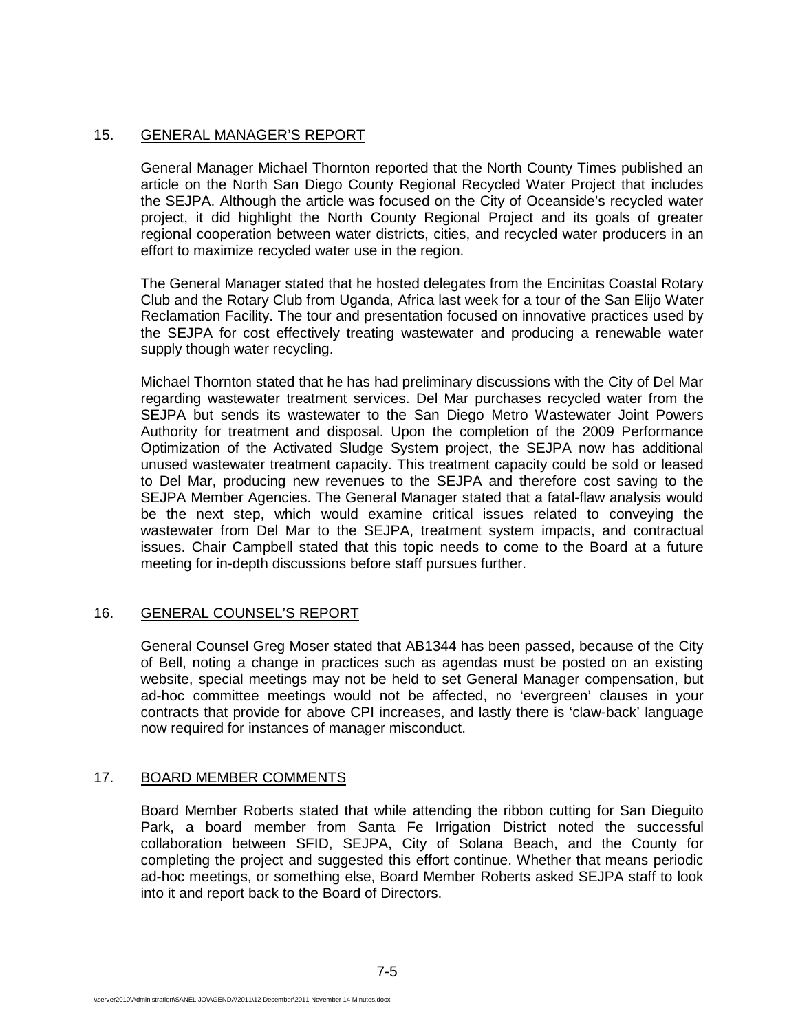## 15. GENERAL MANAGER'S REPORT

General Manager Michael Thornton reported that the North County Times published an article on the North San Diego County Regional Recycled Water Project that includes the SEJPA. Although the article was focused on the City of Oceanside's recycled water project, it did highlight the North County Regional Project and its goals of greater regional cooperation between water districts, cities, and recycled water producers in an effort to maximize recycled water use in the region.

The General Manager stated that he hosted delegates from the Encinitas Coastal Rotary Club and the Rotary Club from Uganda, Africa last week for a tour of the San Elijo Water Reclamation Facility. The tour and presentation focused on innovative practices used by the SEJPA for cost effectively treating wastewater and producing a renewable water supply though water recycling.

Michael Thornton stated that he has had preliminary discussions with the City of Del Mar regarding wastewater treatment services. Del Mar purchases recycled water from the SEJPA but sends its wastewater to the San Diego Metro Wastewater Joint Powers Authority for treatment and disposal. Upon the completion of the 2009 Performance Optimization of the Activated Sludge System project, the SEJPA now has additional unused wastewater treatment capacity. This treatment capacity could be sold or leased to Del Mar, producing new revenues to the SEJPA and therefore cost saving to the SEJPA Member Agencies. The General Manager stated that a fatal-flaw analysis would be the next step, which would examine critical issues related to conveying the wastewater from Del Mar to the SEJPA, treatment system impacts, and contractual issues. Chair Campbell stated that this topic needs to come to the Board at a future meeting for in-depth discussions before staff pursues further.

## 16. GENERAL COUNSEL'S REPORT

General Counsel Greg Moser stated that AB1344 has been passed, because of the City of Bell, noting a change in practices such as agendas must be posted on an existing website, special meetings may not be held to set General Manager compensation, but ad-hoc committee meetings would not be affected, no 'evergreen' clauses in your contracts that provide for above CPI increases, and lastly there is 'claw-back' language now required for instances of manager misconduct.

## 17. BOARD MEMBER COMMENTS

Board Member Roberts stated that while attending the ribbon cutting for San Dieguito Park, a board member from Santa Fe Irrigation District noted the successful collaboration between SFID, SEJPA, City of Solana Beach, and the County for completing the project and suggested this effort continue. Whether that means periodic ad-hoc meetings, or something else, Board Member Roberts asked SEJPA staff to look into it and report back to the Board of Directors.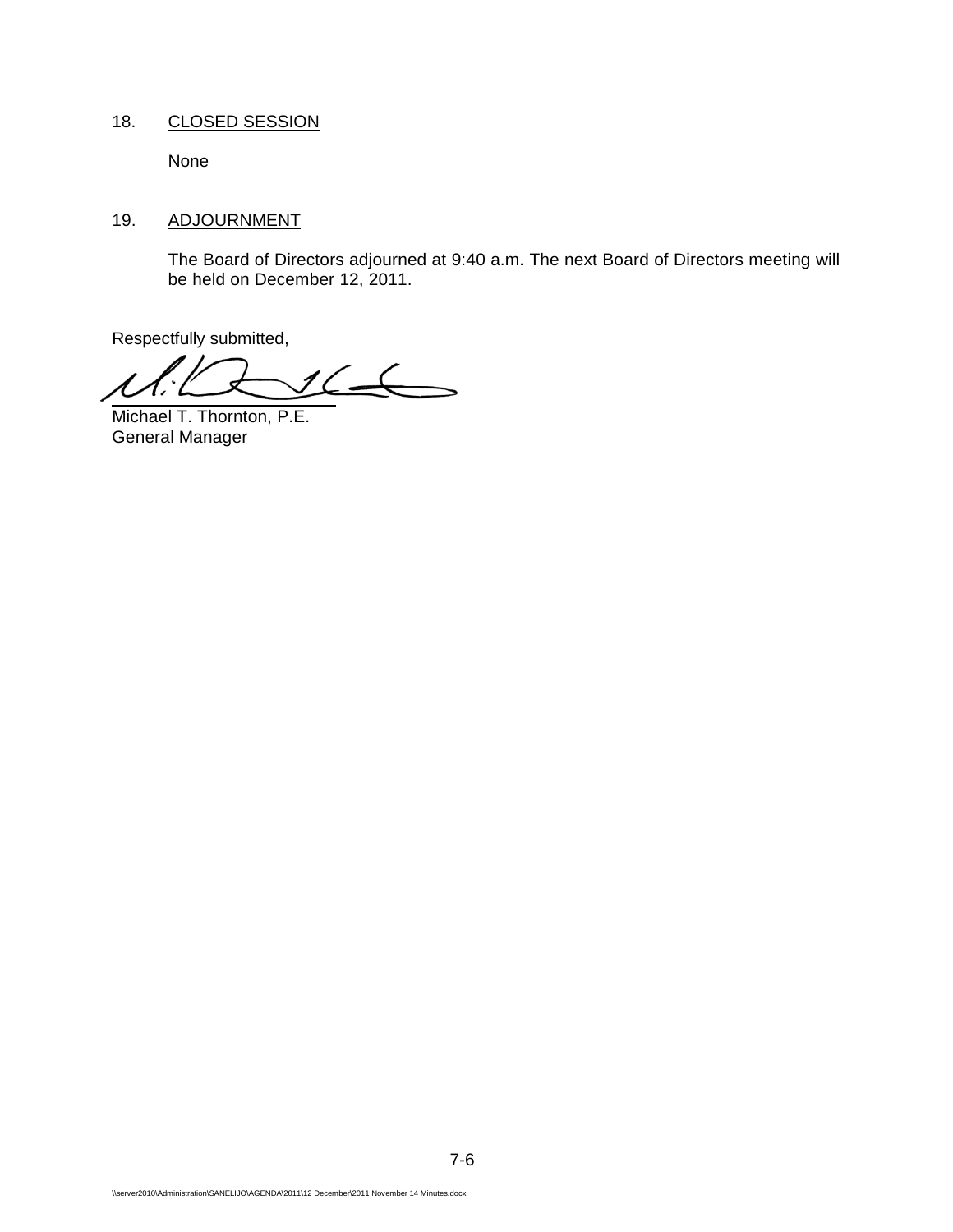18. <u>CLOSED SESSION</u>

None

19. <u>ADJOURNMENT</u>

The Board of Directors adjourned at 9:40 a.m. The next Board of Directors meeting will be held on December 12, 2011.

Respectfully submitted,

Michael T. Thornton, P.E.
General Manager

\\server2010\Administration\SANELIJO\AGENDA\2011\12 December\2011 November 14 Minutes.docx